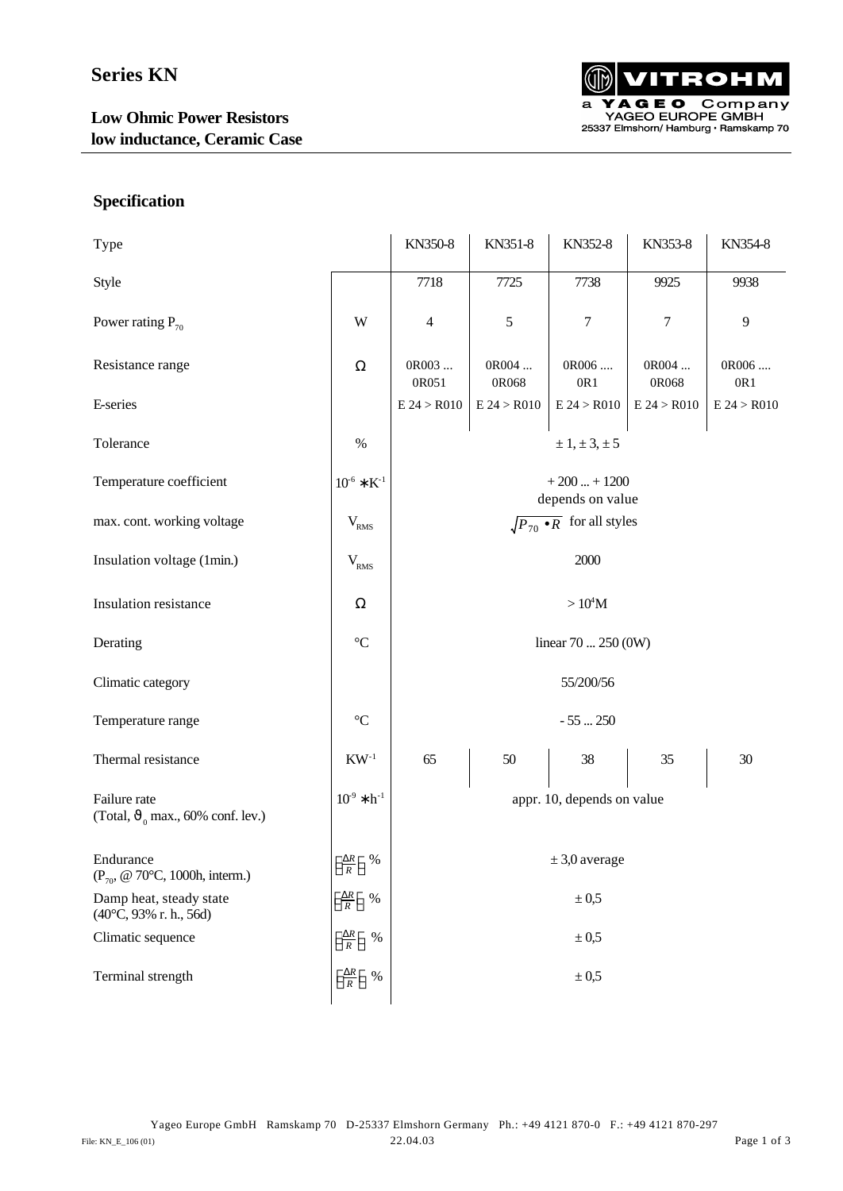# Series KN

**Low Ohmic Power Resistors**
**low inductance, Ceramic Case**

VITROHM
a YAGEO Company
YAGEO EUROPE GMBH
25337 Elmshorn/ Hamburg • Ramskamp 70

## Specification

| Type | | KN350-8 | KN351-8 | KN352-8 | KN353-8 | KN354-8 |
|---|---|---|---|---|---|---|
| Style | | 7718 | 7725 | 7738 | 9925 | 9938 |
| Power rating $P_{70}$ | W | 4 | 5 | 7 | 7 | 9 |
| Resistance range | Ω | 0R003 ... 0R051 | 0R004 ... 0R068 | 0R006 .... 0R1 | 0R004 ... 0R068 | 0R006 .... 0R1 |
| E-series | | E 24 > R010 | E 24 > R010 | E 24 > R010 | E 24 > R010 | E 24 > R010 |
| Tolerance | % | ± 1, ± 3, ± 5 | | | | |
| Temperature coefficient | $10^{-6} * K^{-1}$ | + 200 ... + 1200 depends on value | | | | |
| max. cont. working voltage | $V_{RMS}$ | $\sqrt{P_{70} \bullet R}$ for all styles | | | | |
| Insulation voltage (1min.) | $V_{RMS}$ | 2000 | | | | |
| Insulation resistance | Ω | $> 10^4$M | | | | |
| Derating | °C | linear 70 ... 250 (0W) | | | | |
| Climatic category | | 55/200/56 | | | | |
| Temperature range | °C | - 55 ... 250 | | | | |
| Thermal resistance | $KW^{-1}$ | 65 | 50 | 38 | 35 | 30 |
| Failure rate (Total, $\vartheta_0$ max., 60% conf. lev.) | $10^{-9} * h^{-1}$ | appr. 10, depends on value | | | | |
| Endurance ($P_{70}$, @ 70°C, 1000h, interm.) | $\left(\frac{\Delta R}{R}\right)$ % | ± 3,0 average | | | | |
| Damp heat, steady state (40°C, 93% r. h., 56d) | $\left(\frac{\Delta R}{R}\right)$ % | ± 0,5 | | | | |
| Climatic sequence | $\left(\frac{\Delta R}{R}\right)$ % | ± 0,5 | | | | |
| Terminal strength | $\left(\frac{\Delta R}{R}\right)$ % | ± 0,5 | | | | |

Yageo Europe GmbH Ramskamp 70 D-25337 Elmshorn Germany Ph.: +49 4121 870-0 F.: +49 4121 870-297

File: KN_E_106 (01) 22.04.03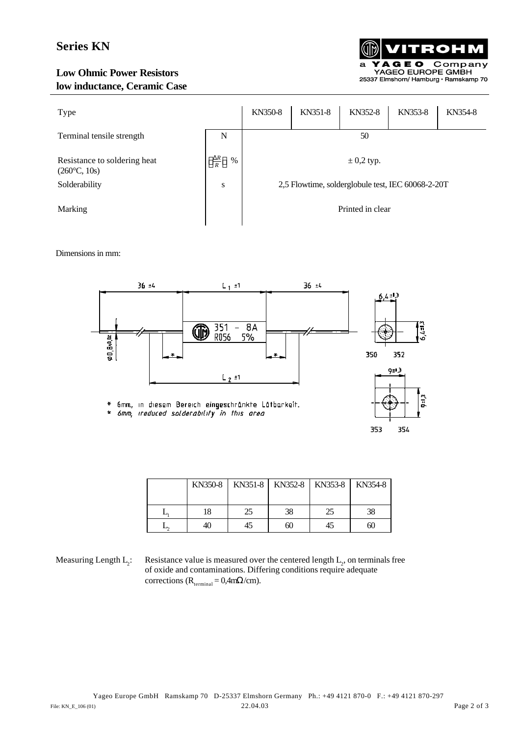# Series KN

## Low Ohmic Power Resistors
## low inductance, Ceramic Case

| Type | | KN350-8 | KN351-8 | KN352-8 | KN353-8 | KN354-8 |
|---|---|---|---|---|---|---|
| Terminal tensile strength | N | 50 | | | | |
| Resistance to soldering heat (260°C, 10s) | $\frac{\Delta R}{R}$ % | ± 0,2 typ. | | | | |
| Solderability | s | 2,5 Flowtime, solderglobule test, IEC 60068-2-20T | | | | |
| Marking | | Printed in clear | | | | |

Dimensions in mm:

36 ±4 &nbsp; $L_1$ ±1 &nbsp; 36 ±4

φ 0,8±0,02

351 – 8A
R056 5%

$L_2$ ±1

6,4±1,3 &nbsp; 6,4±1,3

350 352

9±1,3 &nbsp; 9±1,3

353 354

\* 6mm, in diesem Bereich eingeschränkte Lötbarkeit.
\* 6mm, ireduced solderability in this area

| | KN350-8 | KN351-8 | KN352-8 | KN353-8 | KN354-8 |
|---|---|---|---|---|---|
| $L_1$ | 18 | 25 | 38 | 25 | 38 |
| $L_2$ | 40 | 45 | 60 | 45 | 60 |

Measuring Length $L_2$: Resistance value is measured over the centered length $L_2$, on terminals free of oxide and contaminations. Differing conditions require adequate corrections ($R_{terminal}$ = 0,4mΩ/cm).

Yageo Europe GmbH Ramskamp 70 D-25337 Elmshorn Germany Ph.: +49 4121 870-0 F.: +49 4121 870-297

File: KN_E_106 (01) 22.04.03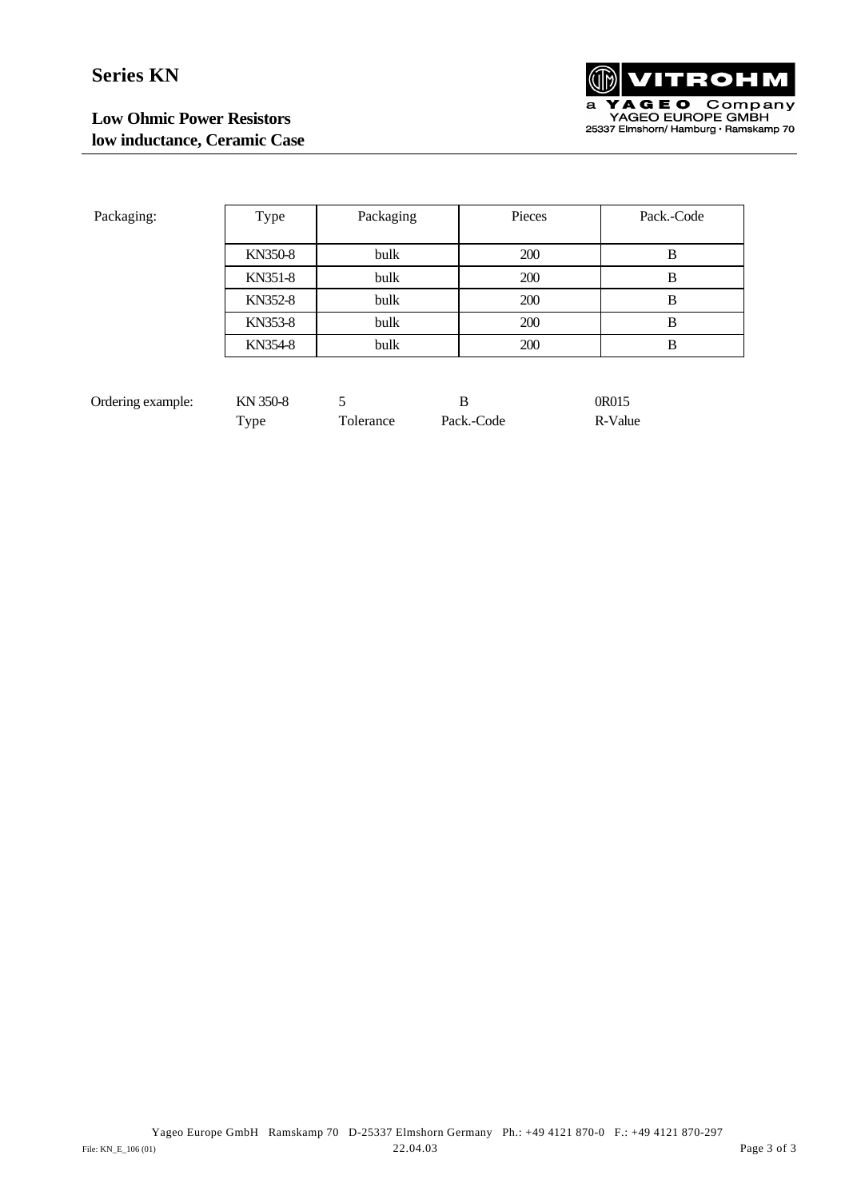Packaging:

| Type | Packaging | Pieces | Pack.-Code |
|---|---|---|---|
| KN350-8 | bulk | 200 | B |
| KN351-8 | bulk | 200 | B |
| KN352-8 | bulk | 200 | B |
| KN353-8 | bulk | 200 | B |
| KN354-8 | bulk | 200 | B |

Ordering example:

| | | | |
|---|---|---|---|
| KN 350-8 | 5 | B | 0R015 |
| Type | Tolerance | Pack.-Code | R-Value |